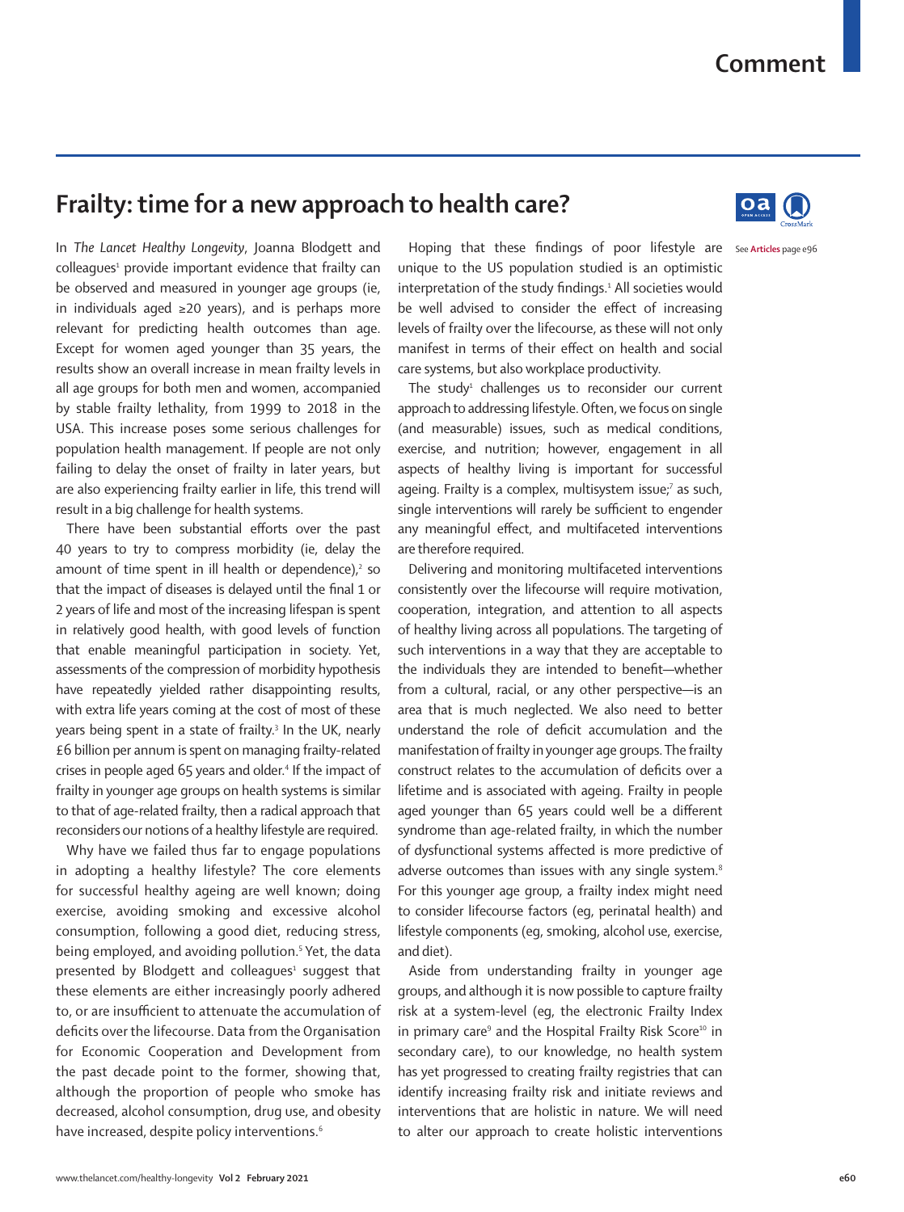# Frailty: time for a new approach to health care?

In *The Lancet Healthy Longevity*, Joanna Blodgett and colleagues[1] provide important evidence that frailty can be observed and measured in younger age groups (ie, in individuals aged ≥20 years), and is perhaps more relevant for predicting health outcomes than age. Except for women aged younger than 35 years, the results show an overall increase in mean frailty levels in all age groups for both men and women, accompanied by stable frailty lethality, from 1999 to 2018 in the USA. This increase poses some serious challenges for population health management. If people are not only failing to delay the onset of frailty in later years, but are also experiencing frailty earlier in life, this trend will result in a big challenge for health systems.

There have been substantial efforts over the past 40 years to try to compress morbidity (ie, delay the amount of time spent in ill health or dependence),[2] so that the impact of diseases is delayed until the final 1 or 2 years of life and most of the increasing lifespan is spent in relatively good health, with good levels of function that enable meaningful participation in society. Yet, assessments of the compression of morbidity hypothesis have repeatedly yielded rather disappointing results, with extra life years coming at the cost of most of these years being spent in a state of frailty.[3] In the UK, nearly £6 billion per annum is spent on managing frailty-related crises in people aged 65 years and older.[4] If the impact of frailty in younger age groups on health systems is similar to that of age-related frailty, then a radical approach that reconsiders our notions of a healthy lifestyle are required.

Why have we failed thus far to engage populations in adopting a healthy lifestyle? The core elements for successful healthy ageing are well known; doing exercise, avoiding smoking and excessive alcohol consumption, following a good diet, reducing stress, being employed, and avoiding pollution.[5] Yet, the data presented by Blodgett and colleagues[1] suggest that these elements are either increasingly poorly adhered to, or are insufficient to attenuate the accumulation of deficits over the lifecourse. Data from the Organisation for Economic Cooperation and Development from the past decade point to the former, showing that, although the proportion of people who smoke has decreased, alcohol consumption, drug use, and obesity have increased, despite policy interventions.[6]

Hoping that these findings of poor lifestyle are unique to the US population studied is an optimistic interpretation of the study findings.[1] All societies would be well advised to consider the effect of increasing levels of frailty over the lifecourse, as these will not only manifest in terms of their effect on health and social care systems, but also workplace productivity.

See **Articles** page e96

The study[1] challenges us to reconsider our current approach to addressing lifestyle. Often, we focus on single (and measurable) issues, such as medical conditions, exercise, and nutrition; however, engagement in all aspects of healthy living is important for successful ageing. Frailty is a complex, multisystem issue;[7] as such, single interventions will rarely be sufficient to engender any meaningful effect, and multifaceted interventions are therefore required.

Delivering and monitoring multifaceted interventions consistently over the lifecourse will require motivation, cooperation, integration, and attention to all aspects of healthy living across all populations. The targeting of such interventions in a way that they are acceptable to the individuals they are intended to benefit—whether from a cultural, racial, or any other perspective—is an area that is much neglected. We also need to better understand the role of deficit accumulation and the manifestation of frailty in younger age groups. The frailty construct relates to the accumulation of deficits over a lifetime and is associated with ageing. Frailty in people aged younger than 65 years could well be a different syndrome than age-related frailty, in which the number of dysfunctional systems affected is more predictive of adverse outcomes than issues with any single system.[8] For this younger age group, a frailty index might need to consider lifecourse factors (eg, perinatal health) and lifestyle components (eg, smoking, alcohol use, exercise, and diet).

Aside from understanding frailty in younger age groups, and although it is now possible to capture frailty risk at a system-level (eg, the electronic Frailty Index in primary care[9] and the Hospital Frailty Risk Score[10] in secondary care), to our knowledge, no health system has yet progressed to creating frailty registries that can identify increasing frailty risk and initiate reviews and interventions that are holistic in nature. We will need to alter our approach to create holistic interventions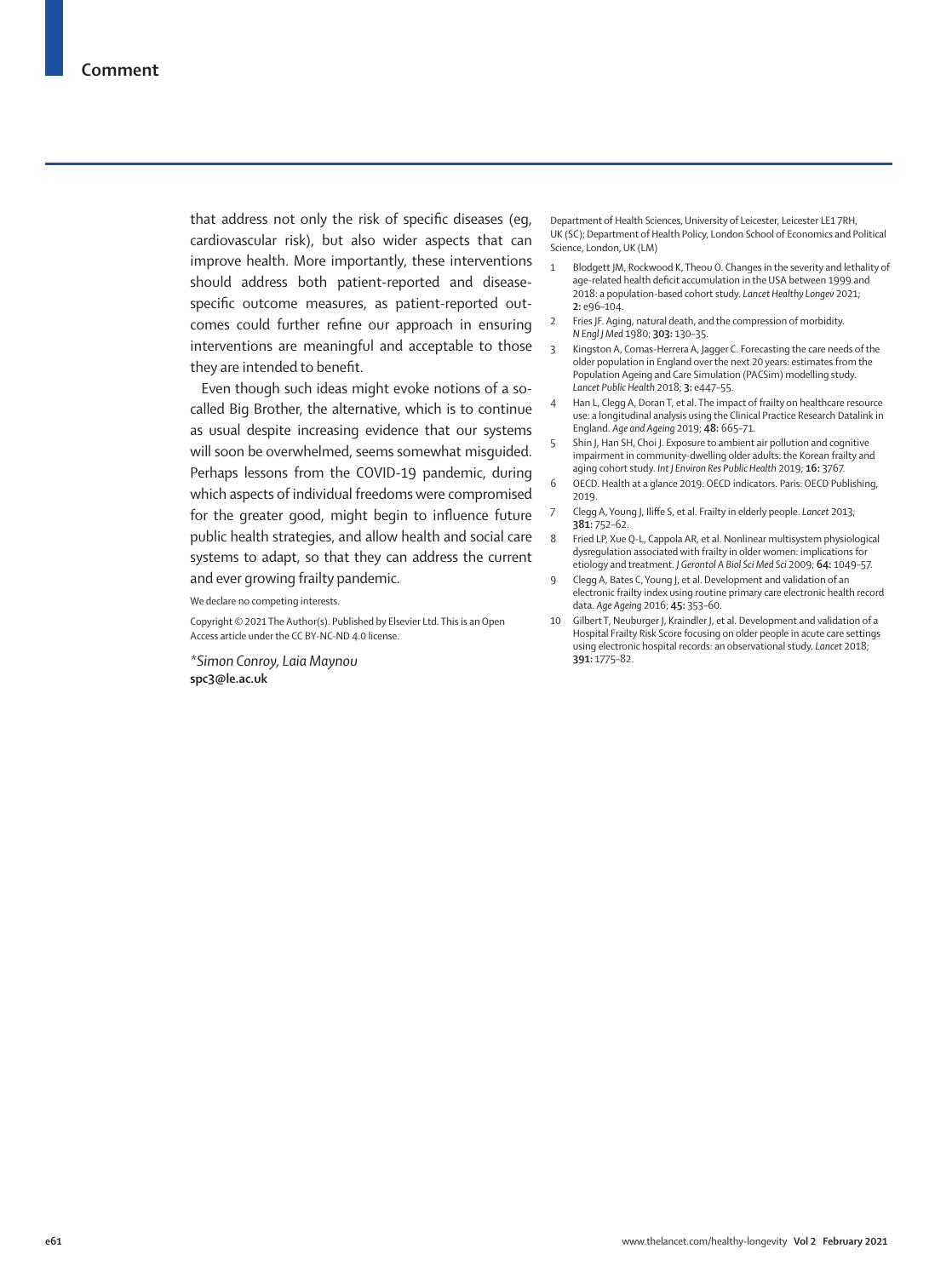that address not only the risk of specific diseases (eg, cardiovascular risk), but also wider aspects that can improve health. More importantly, these interventions should address both patient-reported and disease-specific outcome measures, as patient-reported outcomes could further refine our approach in ensuring interventions are meaningful and acceptable to those they are intended to benefit.

Even though such ideas might evoke notions of a so-called Big Brother, the alternative, which is to continue as usual despite increasing evidence that our systems will soon be overwhelmed, seems somewhat misguided. Perhaps lessons from the COVID-19 pandemic, during which aspects of individual freedoms were compromised for the greater good, might begin to influence future public health strategies, and allow health and social care systems to adapt, so that they can address the current and ever growing frailty pandemic.

We declare no competing interests.

Copyright © 2021 The Author(s). Published by Elsevier Ltd. This is an Open Access article under the CC BY-NC-ND 4.0 license.

*\*Simon Conroy, Laia Maynou*
**spc3@le.ac.uk**

Department of Health Sciences, University of Leicester, Leicester LE1 7RH, UK (SC); Department of Health Policy, London School of Economics and Political Science, London, UK (LM)

1. Blodgett JM, Rockwood K, Theou O. Changes in the severity and lethality of age-related health deficit accumulation in the USA between 1999 and 2018: a population-based cohort study. *Lancet Healthy Longev* 2021; **2:** e96–104.
2. Fries JF. Aging, natural death, and the compression of morbidity. *N Engl J Med* 1980; **303:** 130–35.
3. Kingston A, Comas-Herrera A, Jagger C. Forecasting the care needs of the older population in England over the next 20 years: estimates from the Population Ageing and Care Simulation (PACSim) modelling study. *Lancet Public Health* 2018; **3:** e447–55.
4. Han L, Clegg A, Doran T, et al. The impact of frailty on healthcare resource use: a longitudinal analysis using the Clinical Practice Research Datalink in England. *Age and Ageing* 2019; **48:** 665–71.
5. Shin J, Han SH, Choi J. Exposure to ambient air pollution and cognitive impairment in community-dwelling older adults: the Korean frailty and aging cohort study. *Int J Environ Res Public Health* 2019; **16:** 3767.
6. OECD. Health at a glance 2019: OECD indicators. Paris: OECD Publishing, 2019.
7. Clegg A, Young J, Iliffe S, et al. Frailty in elderly people. *Lancet* 2013; **381:** 752–62.
8. Fried LP, Xue Q-L, Cappola AR, et al. Nonlinear multisystem physiological dysregulation associated with frailty in older women: implications for etiology and treatment. *J Gerontol A Biol Sci Med Sci* 2009; **64:** 1049–57.
9. Clegg A, Bates C, Young J, et al. Development and validation of an electronic frailty index using routine primary care electronic health record data. *Age Ageing* 2016; **45:** 353–60.
10. Gilbert T, Neuburger J, Kraindler J, et al. Development and validation of a Hospital Frailty Risk Score focusing on older people in acute care settings using electronic hospital records: an observational study. *Lancet* 2018; **391:** 1775–82.